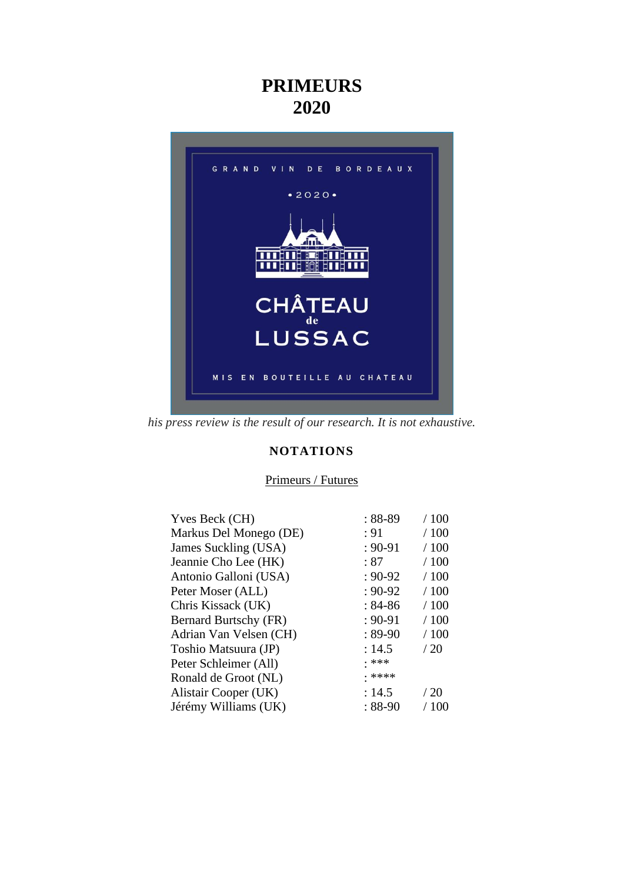# PRIMEURS
# 2020

GRAND VIN DE BORDEAUX

•2020•

CHÂTEAU de LUSSAC

MIS EN BOUTEILLE AU CHATEAU

*his press review is the result of our research. It is not exhaustive.*

## NOTATIONS

Primeurs / Futures

| | | |
|---|---|---|
| Yves Beck (CH) | : 88-89 | / 100 |
| Markus Del Monego (DE) | : 91 | / 100 |
| James Suckling (USA) | : 90-91 | / 100 |
| Jeannie Cho Lee (HK) | : 87 | / 100 |
| Antonio Galloni (USA) | : 90-92 | / 100 |
| Peter Moser (ALL) | : 90-92 | / 100 |
| Chris Kissack (UK) | : 84-86 | / 100 |
| Bernard Burtschy (FR) | : 90-91 | / 100 |
| Adrian Van Velsen (CH) | : 89-90 | / 100 |
| Toshio Matsuura (JP) | : 14.5 | / 20 |
| Peter Schleimer (All) | : *** | |
| Ronald de Groot (NL) | : **** | |
| Alistair Cooper (UK) | : 14.5 | / 20 |
| Jérémy Williams (UK) | : 88-90 | / 100 |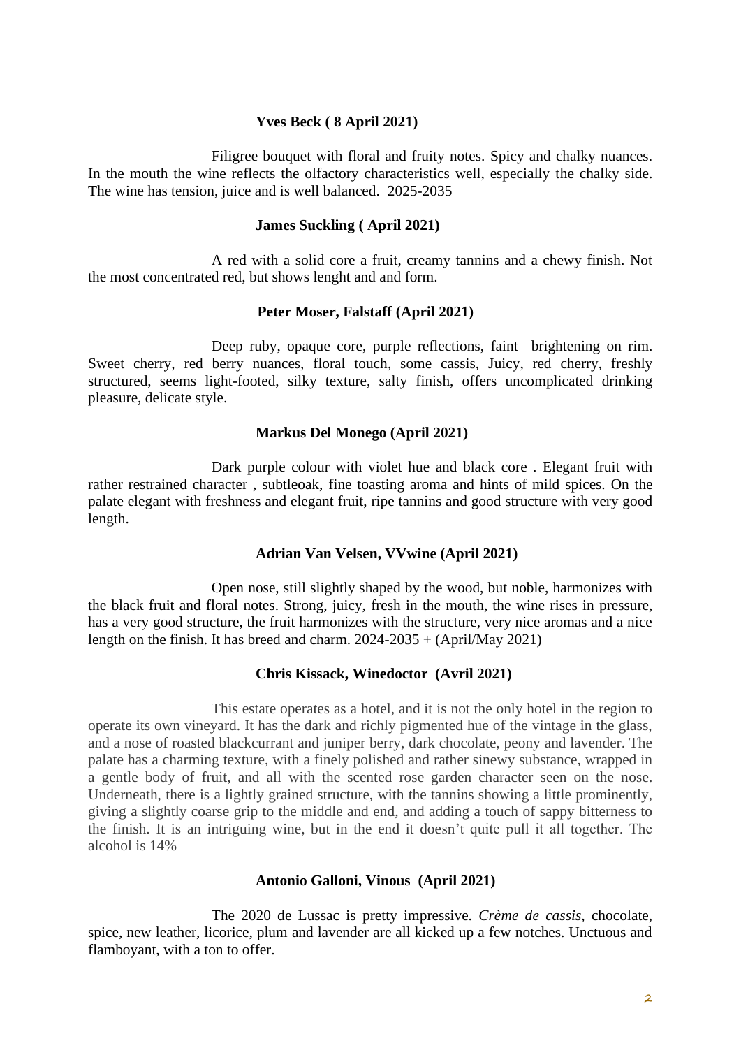**Yves Beck ( 8 April 2021)**

Filigree bouquet with floral and fruity notes. Spicy and chalky nuances. In the mouth the wine reflects the olfactory characteristics well, especially the chalky side. The wine has tension, juice and is well balanced. 2025-2035

**James Suckling ( April 2021)**

A red with a solid core a fruit, creamy tannins and a chewy finish. Not the most concentrated red, but shows lenght and and form.

**Peter Moser, Falstaff (April 2021)**

Deep ruby, opaque core, purple reflections, faint brightening on rim. Sweet cherry, red berry nuances, floral touch, some cassis, Juicy, red cherry, freshly structured, seems light-footed, silky texture, salty finish, offers uncomplicated drinking pleasure, delicate style.

**Markus Del Monego (April 2021)**

Dark purple colour with violet hue and black core . Elegant fruit with rather restrained character , subtleoak, fine toasting aroma and hints of mild spices. On the palate elegant with freshness and elegant fruit, ripe tannins and good structure with very good length.

**Adrian Van Velsen, VVwine (April 2021)**

Open nose, still slightly shaped by the wood, but noble, harmonizes with the black fruit and floral notes. Strong, juicy, fresh in the mouth, the wine rises in pressure, has a very good structure, the fruit harmonizes with the structure, very nice aromas and a nice length on the finish. It has breed and charm. 2024-2035 + (April/May 2021)

**Chris Kissack, Winedoctor (Avril 2021)**

This estate operates as a hotel, and it is not the only hotel in the region to operate its own vineyard. It has the dark and richly pigmented hue of the vintage in the glass, and a nose of roasted blackcurrant and juniper berry, dark chocolate, peony and lavender. The palate has a charming texture, with a finely polished and rather sinewy substance, wrapped in a gentle body of fruit, and all with the scented rose garden character seen on the nose. Underneath, there is a lightly grained structure, with the tannins showing a little prominently, giving a slightly coarse grip to the middle and end, and adding a touch of sappy bitterness to the finish. It is an intriguing wine, but in the end it doesn't quite pull it all together. The alcohol is 14%

**Antonio Galloni, Vinous (April 2021)**

The 2020 de Lussac is pretty impressive. *Crème de cassis*, chocolate, spice, new leather, licorice, plum and lavender are all kicked up a few notches. Unctuous and flamboyant, with a ton to offer.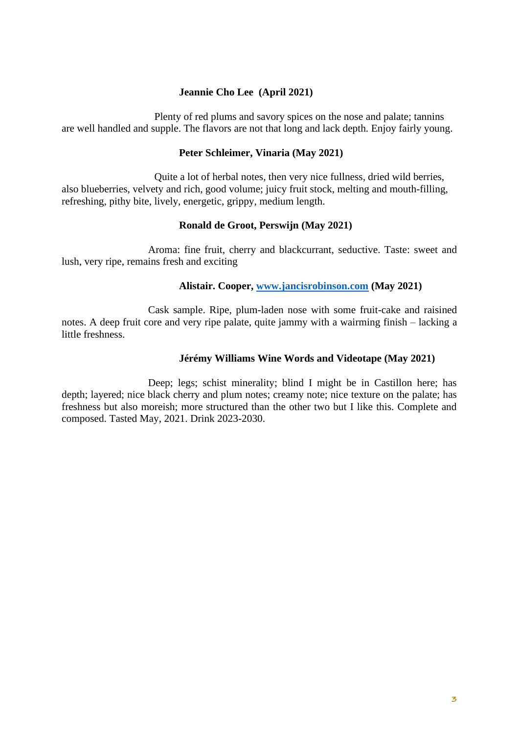**Jeannie Cho Lee  (April 2021)**

Plenty of red plums and savory spices on the nose and palate; tannins are well handled and supple. The flavors are not that long and lack depth. Enjoy fairly young.

**Peter Schleimer, Vinaria (May 2021)**

Quite a lot of herbal notes, then very nice fullness, dried wild berries, also blueberries, velvety and rich, good volume; juicy fruit stock, melting and mouth-filling, refreshing, pithy bite, lively, energetic, grippy, medium length.

**Ronald de Groot, Perswijn (May 2021)**

Aroma: fine fruit, cherry and blackcurrant, seductive. Taste: sweet and lush, very ripe, remains fresh and exciting

**Alistair. Cooper, [www.jancisrobinson.com](www.jancisrobinson.com) (May 2021)**

Cask sample. Ripe, plum-laden nose with some fruit-cake and raisined notes. A deep fruit core and very ripe palate, quite jammy with a wairming finish – lacking a little freshness.

**Jérémy Williams Wine Words and Videotape (May 2021)**

Deep; legs; schist minerality; blind I might be in Castillon here; has depth; layered; nice black cherry and plum notes; creamy note; nice texture on the palate; has freshness but also moreish; more structured than the other two but I like this. Complete and composed. Tasted May, 2021. Drink 2023-2030.